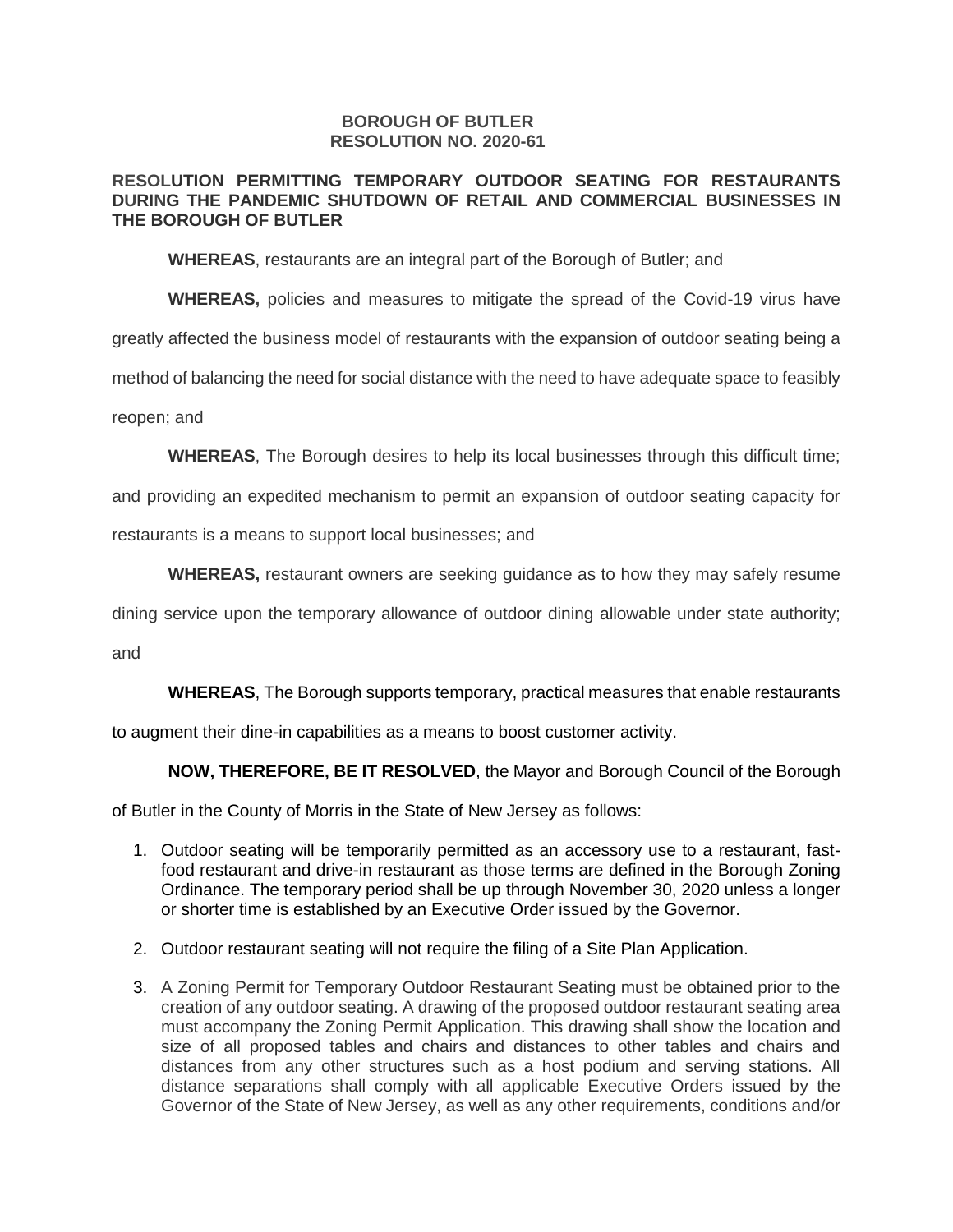**BOROUGH OF BUTLER**
**RESOLUTION NO. 2020-61**

**RESOLUTION PERMITTING TEMPORARY OUTDOOR SEATING FOR RESTAURANTS DURING THE PANDEMIC SHUTDOWN OF RETAIL AND COMMERCIAL BUSINESSES IN THE BOROUGH OF BUTLER**

**WHEREAS**, restaurants are an integral part of the Borough of Butler; and

**WHEREAS,** policies and measures to mitigate the spread of the Covid-19 virus have greatly affected the business model of restaurants with the expansion of outdoor seating being a method of balancing the need for social distance with the need to have adequate space to feasibly reopen; and

**WHEREAS**, The Borough desires to help its local businesses through this difficult time; and providing an expedited mechanism to permit an expansion of outdoor seating capacity for restaurants is a means to support local businesses; and

**WHEREAS,** restaurant owners are seeking guidance as to how they may safely resume dining service upon the temporary allowance of outdoor dining allowable under state authority; and

**WHEREAS**, The Borough supports temporary, practical measures that enable restaurants to augment their dine-in capabilities as a means to boost customer activity.

**NOW, THEREFORE, BE IT RESOLVED**, the Mayor and Borough Council of the Borough of Butler in the County of Morris in the State of New Jersey as follows:

1. Outdoor seating will be temporarily permitted as an accessory use to a restaurant, fast-food restaurant and drive-in restaurant as those terms are defined in the Borough Zoning Ordinance. The temporary period shall be up through November 30, 2020 unless a longer or shorter time is established by an Executive Order issued by the Governor.

2. Outdoor restaurant seating will not require the filing of a Site Plan Application.

3. A Zoning Permit for Temporary Outdoor Restaurant Seating must be obtained prior to the creation of any outdoor seating. A drawing of the proposed outdoor restaurant seating area must accompany the Zoning Permit Application. This drawing shall show the location and size of all proposed tables and chairs and distances to other tables and chairs and distances from any other structures such as a host podium and serving stations. All distance separations shall comply with all applicable Executive Orders issued by the Governor of the State of New Jersey, as well as any other requirements, conditions and/or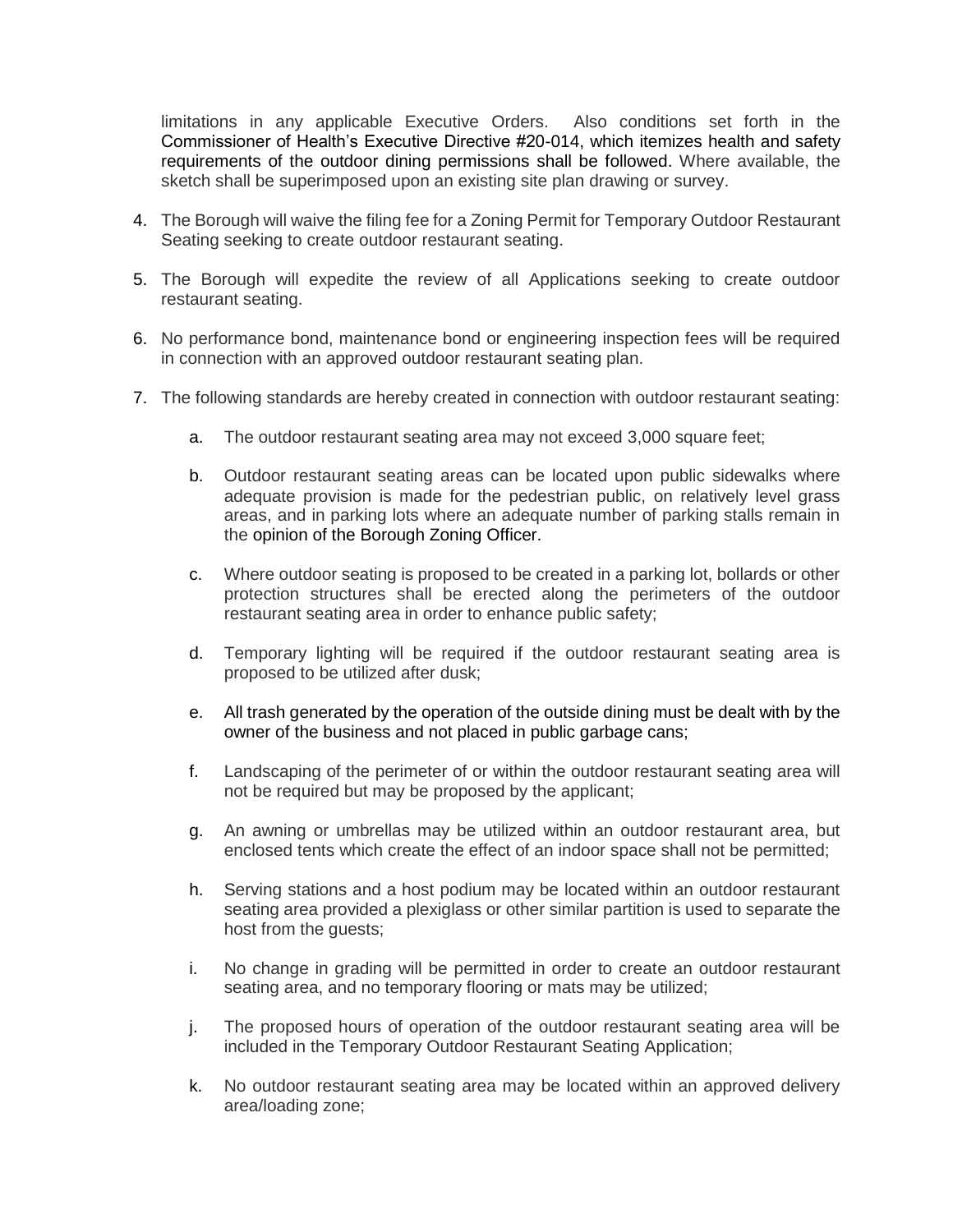limitations in any applicable Executive Orders. Also conditions set forth in the Commissioner of Health's Executive Directive #20-014, which itemizes health and safety requirements of the outdoor dining permissions shall be followed. Where available, the sketch shall be superimposed upon an existing site plan drawing or survey.

4. The Borough will waive the filing fee for a Zoning Permit for Temporary Outdoor Restaurant Seating seeking to create outdoor restaurant seating.

5. The Borough will expedite the review of all Applications seeking to create outdoor restaurant seating.

6. No performance bond, maintenance bond or engineering inspection fees will be required in connection with an approved outdoor restaurant seating plan.

7. The following standards are hereby created in connection with outdoor restaurant seating:

    a. The outdoor restaurant seating area may not exceed 3,000 square feet;

    b. Outdoor restaurant seating areas can be located upon public sidewalks where adequate provision is made for the pedestrian public, on relatively level grass areas, and in parking lots where an adequate number of parking stalls remain in the opinion of the Borough Zoning Officer.

    c. Where outdoor seating is proposed to be created in a parking lot, bollards or other protection structures shall be erected along the perimeters of the outdoor restaurant seating area in order to enhance public safety;

    d. Temporary lighting will be required if the outdoor restaurant seating area is proposed to be utilized after dusk;

    e. All trash generated by the operation of the outside dining must be dealt with by the owner of the business and not placed in public garbage cans;

    f. Landscaping of the perimeter of or within the outdoor restaurant seating area will not be required but may be proposed by the applicant;

    g. An awning or umbrellas may be utilized within an outdoor restaurant area, but enclosed tents which create the effect of an indoor space shall not be permitted;

    h. Serving stations and a host podium may be located within an outdoor restaurant seating area provided a plexiglass or other similar partition is used to separate the host from the guests;

    i. No change in grading will be permitted in order to create an outdoor restaurant seating area, and no temporary flooring or mats may be utilized;

    j. The proposed hours of operation of the outdoor restaurant seating area will be included in the Temporary Outdoor Restaurant Seating Application;

    k. No outdoor restaurant seating area may be located within an approved delivery area/loading zone;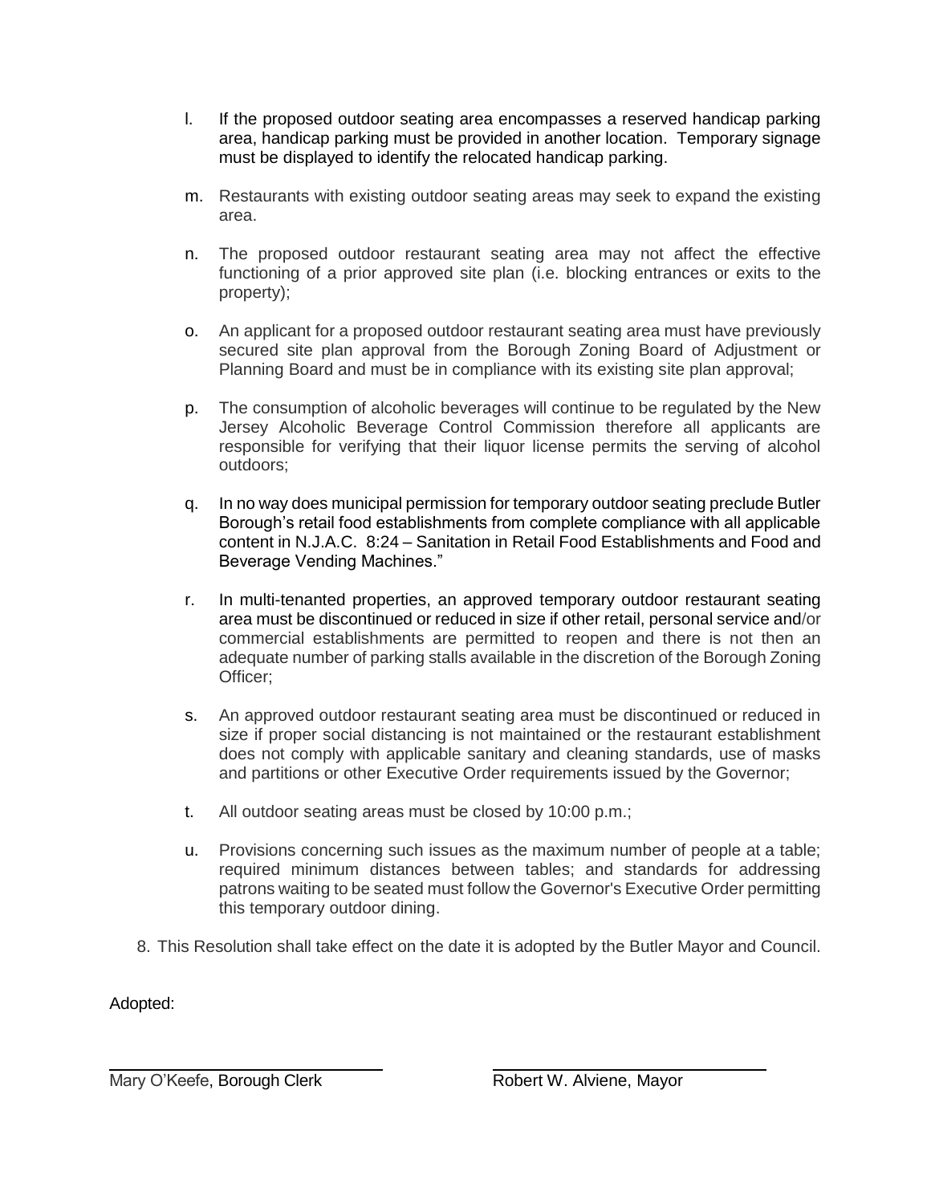l. If the proposed outdoor seating area encompasses a reserved handicap parking area, handicap parking must be provided in another location. Temporary signage must be displayed to identify the relocated handicap parking.

m. Restaurants with existing outdoor seating areas may seek to expand the existing area.

n. The proposed outdoor restaurant seating area may not affect the effective functioning of a prior approved site plan (i.e. blocking entrances or exits to the property);

o. An applicant for a proposed outdoor restaurant seating area must have previously secured site plan approval from the Borough Zoning Board of Adjustment or Planning Board and must be in compliance with its existing site plan approval;

p. The consumption of alcoholic beverages will continue to be regulated by the New Jersey Alcoholic Beverage Control Commission therefore all applicants are responsible for verifying that their liquor license permits the serving of alcohol outdoors;

q. In no way does municipal permission for temporary outdoor seating preclude Butler Borough's retail food establishments from complete compliance with all applicable content in N.J.A.C. 8:24 – Sanitation in Retail Food Establishments and Food and Beverage Vending Machines."

r. In multi-tenanted properties, an approved temporary outdoor restaurant seating area must be discontinued or reduced in size if other retail, personal service and/or commercial establishments are permitted to reopen and there is not then an adequate number of parking stalls available in the discretion of the Borough Zoning Officer;

s. An approved outdoor restaurant seating area must be discontinued or reduced in size if proper social distancing is not maintained or the restaurant establishment does not comply with applicable sanitary and cleaning standards, use of masks and partitions or other Executive Order requirements issued by the Governor;

t. All outdoor seating areas must be closed by 10:00 p.m.;

u. Provisions concerning such issues as the maximum number of people at a table; required minimum distances between tables; and standards for addressing patrons waiting to be seated must follow the Governor's Executive Order permitting this temporary outdoor dining.

8. This Resolution shall take effect on the date it is adopted by the Butler Mayor and Council.

Adopted:

Mary O'Keefe, Borough Clerk

Robert W. Alviene, Mayor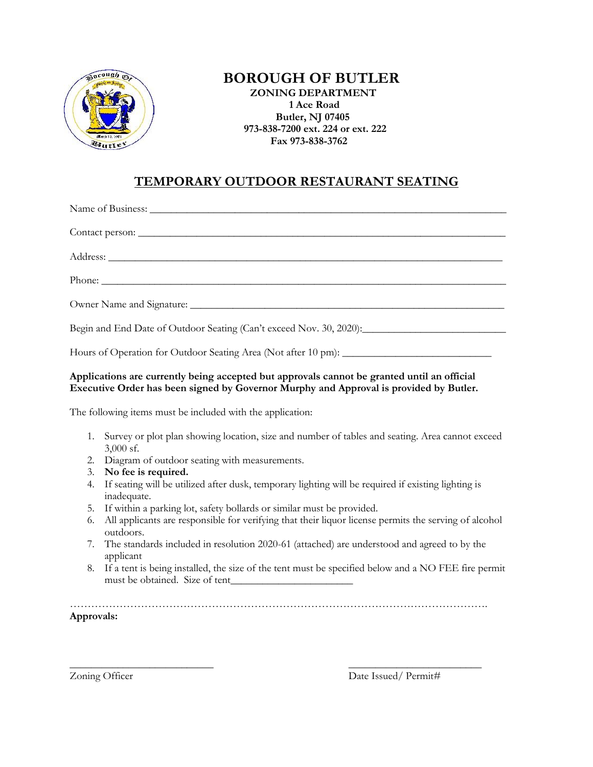# BOROUGH OF BUTLER

**ZONING DEPARTMENT**
**1 Ace Road**
**Butler, NJ 07405**
**973-838-7200 ext. 224 or ext. 222**
**Fax 973-838-3762**

## TEMPORARY OUTDOOR RESTAURANT SEATING

Name of Business: ___________________________________________________________________

Contact person: ____________________________________________________________________

Address: _________________________________________________________________________

Phone: ___________________________________________________________________________

Owner Name and Signature: ___________________________________________________________

Begin and End Date of Outdoor Seating (Can't exceed Nov. 30, 2020):__________________________

Hours of Operation for Outdoor Seating Area (Not after 10 pm): ___________________________

**Applications are currently being accepted but approvals cannot be granted until an official Executive Order has been signed by Governor Murphy and Approval is provided by Butler.**

The following items must be included with the application:

1. Survey or plot plan showing location, size and number of tables and seating. Area cannot exceed 3,000 sf.
2. Diagram of outdoor seating with measurements.
3. **No fee is required.**
4. If seating will be utilized after dusk, temporary lighting will be required if existing lighting is inadequate.
5. If within a parking lot, safety bollards or similar must be provided.
6. All applicants are responsible for verifying that their liquor license permits the serving of alcohol outdoors.
7. The standards included in resolution 2020-61 (attached) are understood and agreed to by the applicant
8. If a tent is being installed, the size of the tent must be specified below and a NO FEE fire permit must be obtained. Size of tent______________________

…………………………………………………………………………………………………….

**Approvals:**

__________________________ &nbsp;&nbsp;&nbsp;&nbsp;&nbsp;&nbsp;&nbsp;&nbsp;&nbsp;&nbsp; ________________________

Zoning Officer &nbsp;&nbsp;&nbsp;&nbsp;&nbsp;&nbsp;&nbsp;&nbsp;&nbsp;&nbsp; Date Issued/ Permit#